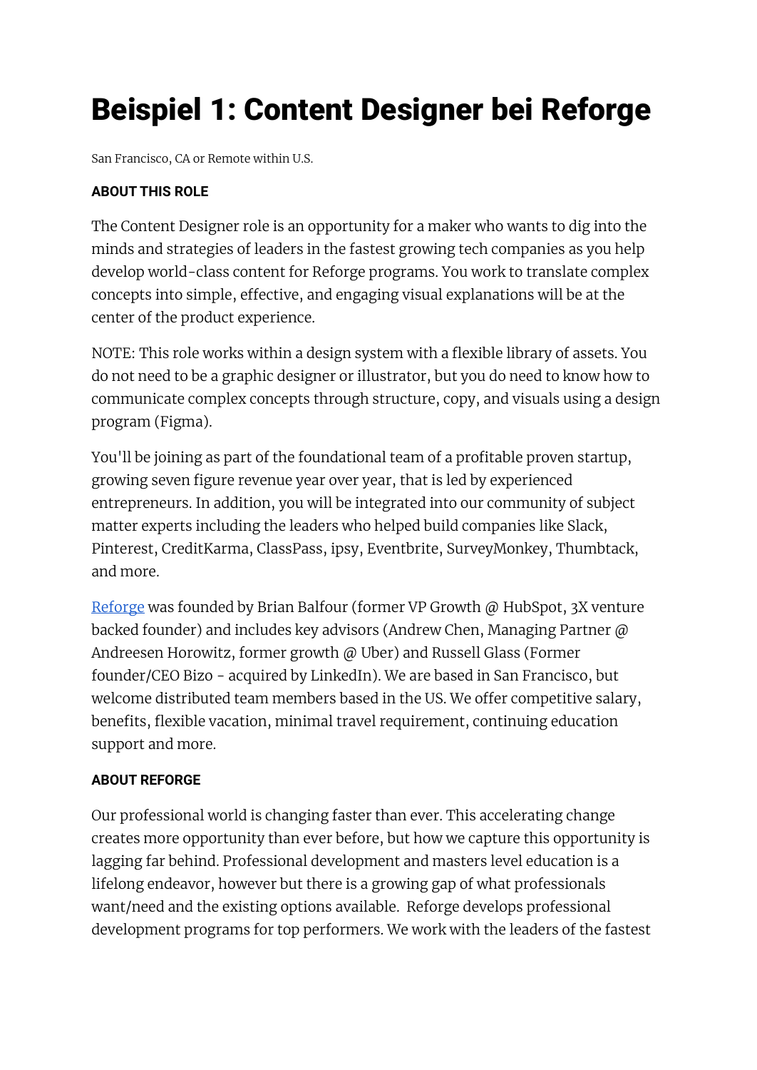# Beispiel 1: Content Designer bei Reforge

San Francisco, CA or Remote within U.S.

**ABOUT THIS ROLE**

The Content Designer role is an opportunity for a maker who wants to dig into the minds and strategies of leaders in the fastest growing tech companies as you help develop world-class content for Reforge programs. You work to translate complex concepts into simple, effective, and engaging visual explanations will be at the center of the product experience.

NOTE: This role works within a design system with a flexible library of assets. You do not need to be a graphic designer or illustrator, but you do need to know how to communicate complex concepts through structure, copy, and visuals using a design program (Figma).

You'll be joining as part of the foundational team of a profitable proven startup, growing seven figure revenue year over year, that is led by experienced entrepreneurs. In addition, you will be integrated into our community of subject matter experts including the leaders who helped build companies like Slack, Pinterest, CreditKarma, ClassPass, ipsy, Eventbrite, SurveyMonkey, Thumbtack, and more.

[Reforge](#) was founded by Brian Balfour (former VP Growth @ HubSpot, 3X venture backed founder) and includes key advisors (Andrew Chen, Managing Partner @ Andreesen Horowitz, former growth @ Uber) and Russell Glass (Former founder/CEO Bizo - acquired by LinkedIn). We are based in San Francisco, but welcome distributed team members based in the US. We offer competitive salary, benefits, flexible vacation, minimal travel requirement, continuing education support and more.

**ABOUT REFORGE**

Our professional world is changing faster than ever. This accelerating change creates more opportunity than ever before, but how we capture this opportunity is lagging far behind. Professional development and masters level education is a lifelong endeavor, however but there is a growing gap of what professionals want/need and the existing options available. Reforge develops professional development programs for top performers. We work with the leaders of the fastest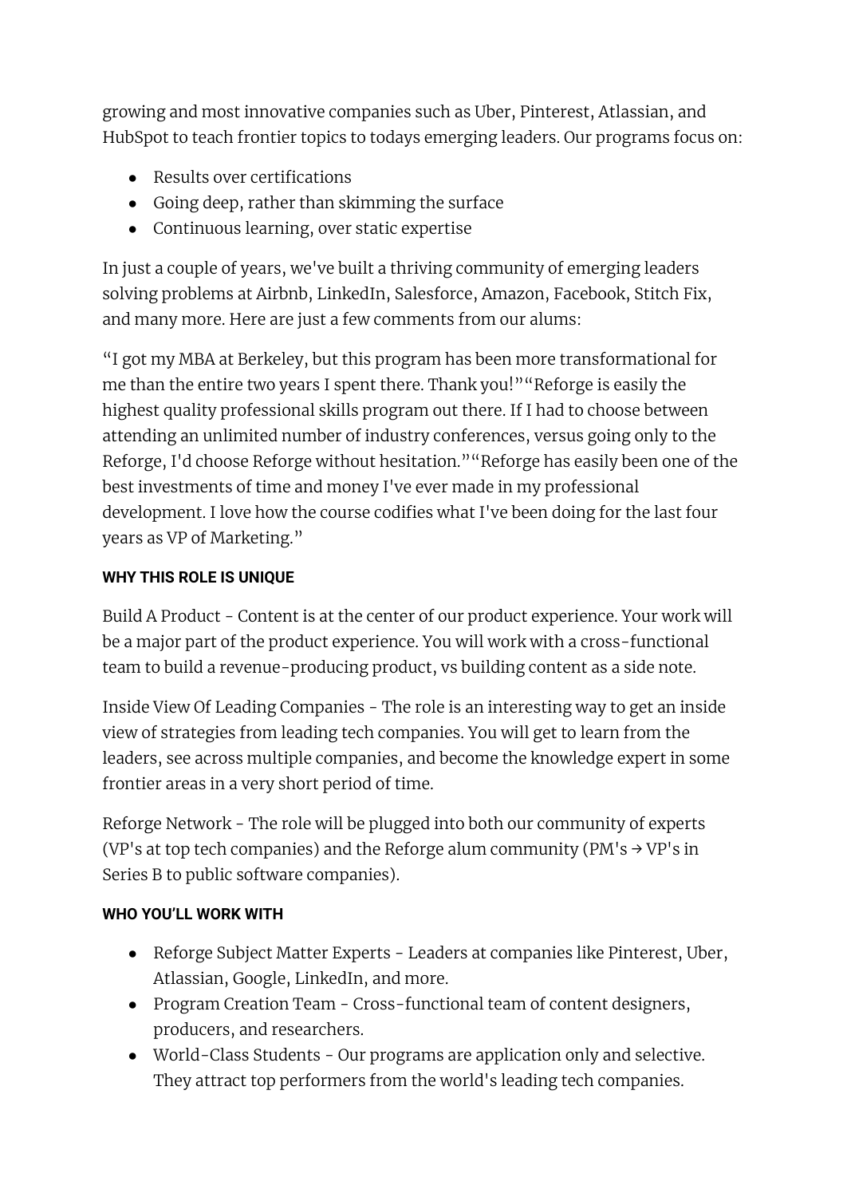growing and most innovative companies such as Uber, Pinterest, Atlassian, and HubSpot to teach frontier topics to todays emerging leaders. Our programs focus on:

- Results over certifications
- Going deep, rather than skimming the surface
- Continuous learning, over static expertise

In just a couple of years, we've built a thriving community of emerging leaders solving problems at Airbnb, LinkedIn, Salesforce, Amazon, Facebook, Stitch Fix, and many more. Here are just a few comments from our alums:

"I got my MBA at Berkeley, but this program has been more transformational for me than the entire two years I spent there. Thank you!" "Reforge is easily the highest quality professional skills program out there. If I had to choose between attending an unlimited number of industry conferences, versus going only to the Reforge, I'd choose Reforge without hesitation." "Reforge has easily been one of the best investments of time and money I've ever made in my professional development. I love how the course codifies what I've been doing for the last four years as VP of Marketing."

**WHY THIS ROLE IS UNIQUE**

Build A Product - Content is at the center of our product experience. Your work will be a major part of the product experience. You will work with a cross-functional team to build a revenue-producing product, vs building content as a side note.

Inside View Of Leading Companies - The role is an interesting way to get an inside view of strategies from leading tech companies. You will get to learn from the leaders, see across multiple companies, and become the knowledge expert in some frontier areas in a very short period of time.

Reforge Network - The role will be plugged into both our community of experts (VP's at top tech companies) and the Reforge alum community (PM's → VP's in Series B to public software companies).

**WHO YOU'LL WORK WITH**

- Reforge Subject Matter Experts - Leaders at companies like Pinterest, Uber, Atlassian, Google, LinkedIn, and more.
- Program Creation Team - Cross-functional team of content designers, producers, and researchers.
- World-Class Students - Our programs are application only and selective. They attract top performers from the world's leading tech companies.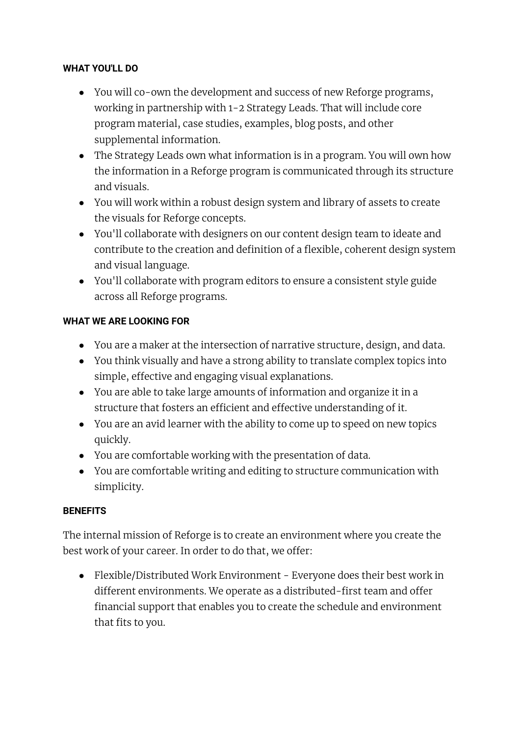**WHAT YOU'LL DO**

- You will co-own the development and success of new Reforge programs, working in partnership with 1-2 Strategy Leads. That will include core program material, case studies, examples, blog posts, and other supplemental information.
- The Strategy Leads own what information is in a program. You will own how the information in a Reforge program is communicated through its structure and visuals.
- You will work within a robust design system and library of assets to create the visuals for Reforge concepts.
- You'll collaborate with designers on our content design team to ideate and contribute to the creation and definition of a flexible, coherent design system and visual language.
- You'll collaborate with program editors to ensure a consistent style guide across all Reforge programs.

**WHAT WE ARE LOOKING FOR**

- You are a maker at the intersection of narrative structure, design, and data.
- You think visually and have a strong ability to translate complex topics into simple, effective and engaging visual explanations.
- You are able to take large amounts of information and organize it in a structure that fosters an efficient and effective understanding of it.
- You are an avid learner with the ability to come up to speed on new topics quickly.
- You are comfortable working with the presentation of data.
- You are comfortable writing and editing to structure communication with simplicity.

**BENEFITS**

The internal mission of Reforge is to create an environment where you create the best work of your career. In order to do that, we offer:

- Flexible/Distributed Work Environment - Everyone does their best work in different environments. We operate as a distributed-first team and offer financial support that enables you to create the schedule and environment that fits to you.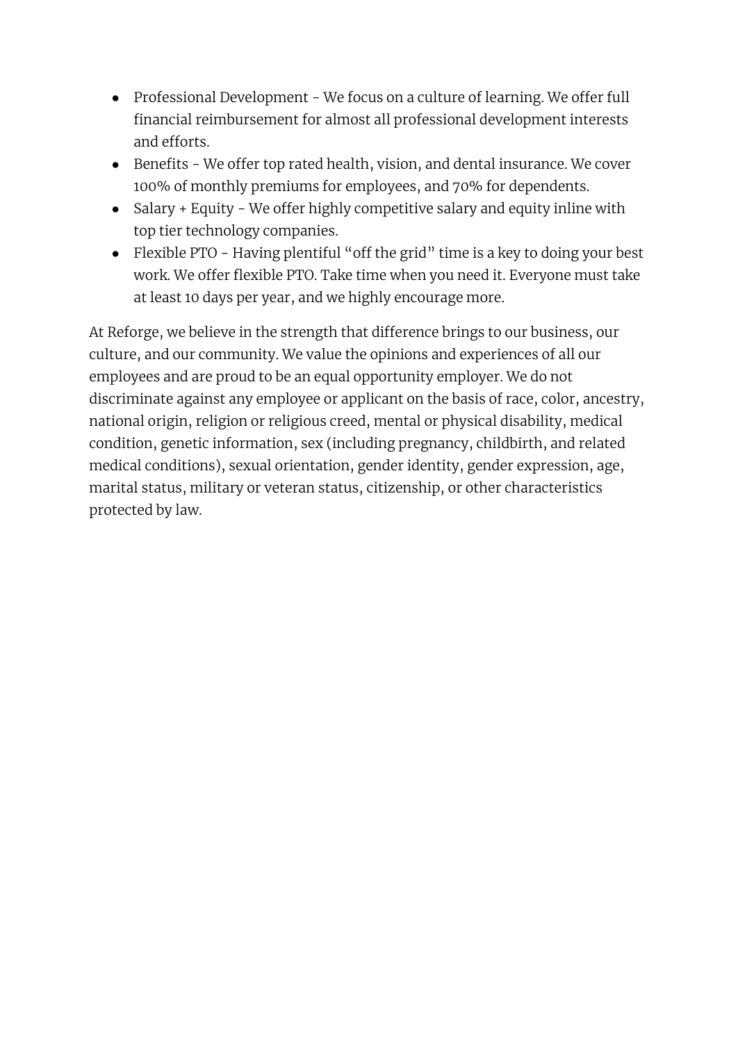- Professional Development - We focus on a culture of learning. We offer full financial reimbursement for almost all professional development interests and efforts.
- Benefits - We offer top rated health, vision, and dental insurance. We cover 100% of monthly premiums for employees, and 70% for dependents.
- Salary + Equity - We offer highly competitive salary and equity inline with top tier technology companies.
- Flexible PTO - Having plentiful "off the grid" time is a key to doing your best work. We offer flexible PTO. Take time when you need it. Everyone must take at least 10 days per year, and we highly encourage more.

At Reforge, we believe in the strength that difference brings to our business, our culture, and our community. We value the opinions and experiences of all our employees and are proud to be an equal opportunity employer. We do not discriminate against any employee or applicant on the basis of race, color, ancestry, national origin, religion or religious creed, mental or physical disability, medical condition, genetic information, sex (including pregnancy, childbirth, and related medical conditions), sexual orientation, gender identity, gender expression, age, marital status, military or veteran status, citizenship, or other characteristics protected by law.